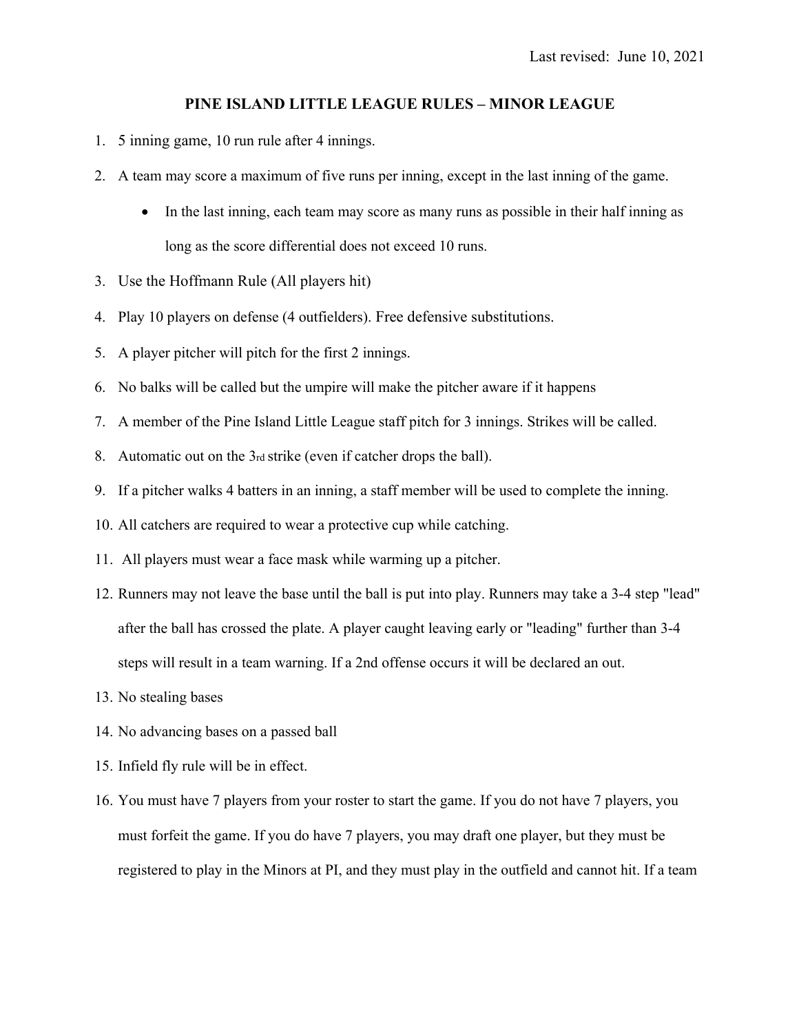Last revised: June 10, 2021

# PINE ISLAND LITTLE LEAGUE RULES – MINOR LEAGUE

1. 5 inning game, 10 run rule after 4 innings.
2. A team may score a maximum of five runs per inning, except in the last inning of the game.
   - In the last inning, each team may score as many runs as possible in their half inning as long as the score differential does not exceed 10 runs.
3. Use the Hoffmann Rule (All players hit)
4. Play 10 players on defense (4 outfielders). Free defensive substitutions.
5. A player pitcher will pitch for the first 2 innings.
6. No balks will be called but the umpire will make the pitcher aware if it happens
7. A member of the Pine Island Little League staff pitch for 3 innings. Strikes will be called.
8. Automatic out on the 3rd strike (even if catcher drops the ball).
9. If a pitcher walks 4 batters in an inning, a staff member will be used to complete the inning.
10. All catchers are required to wear a protective cup while catching.
11. All players must wear a face mask while warming up a pitcher.
12. Runners may not leave the base until the ball is put into play. Runners may take a 3-4 step "lead" after the ball has crossed the plate. A player caught leaving early or "leading" further than 3-4 steps will result in a team warning. If a 2nd offense occurs it will be declared an out.
13. No stealing bases
14. No advancing bases on a passed ball
15. Infield fly rule will be in effect.
16. You must have 7 players from your roster to start the game. If you do not have 7 players, you must forfeit the game. If you do have 7 players, you may draft one player, but they must be registered to play in the Minors at PI, and they must play in the outfield and cannot hit. If a team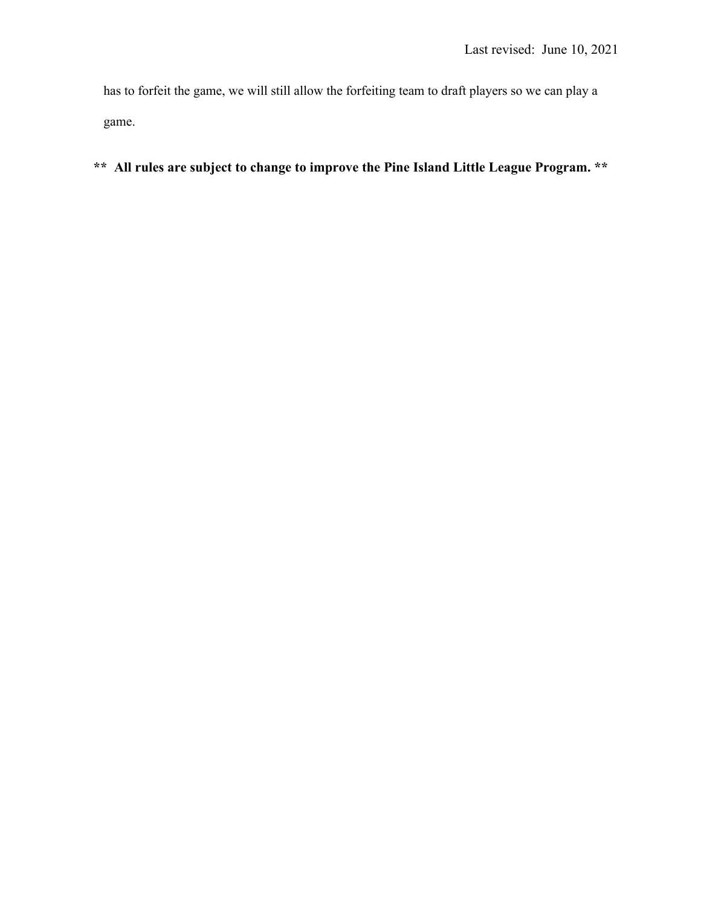has to forfeit the game, we will still allow the forfeiting team to draft players so we can play a game.

**** All rules are subject to change to improve the Pine Island Little League Program. ****